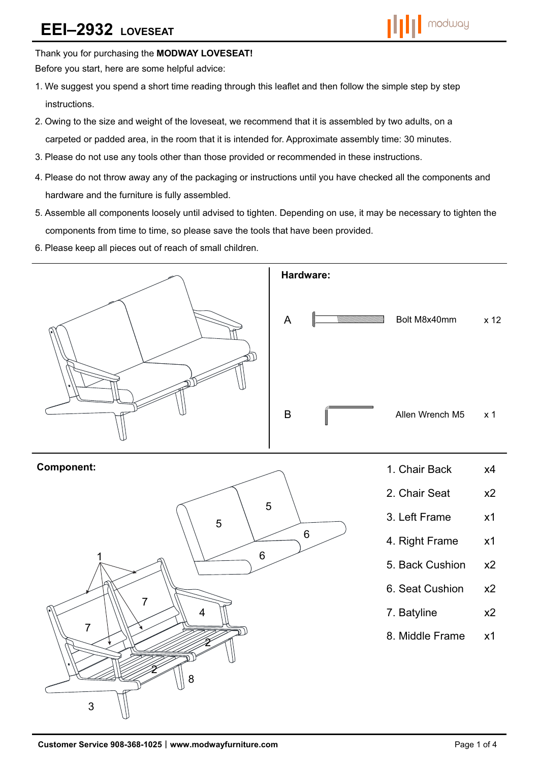# EEI–2932 LOVESEAT

Thank you for purchasing the **MODWAY LOVESEAT!**

Before you start, here are some helpful advice:

1. We suggest you spend a short time reading through this leaflet and then follow the simple step by step instructions.
2. Owing to the size and weight of the loveseat, we recommend that it is assembled by two adults, on a carpeted or padded area, in the room that it is intended for. Approximate assembly time: 30 minutes.
3. Please do not use any tools other than those provided or recommended in these instructions.
4. Please do not throw away any of the packaging or instructions until you have checked all the components and hardware and the furniture is fully assembled.
5. Assemble all components loosely until advised to tighten. Depending on use, it may be necessary to tighten the components from time to time, so please save the tools that have been provided.
6. Please keep all pieces out of reach of small children.

**Hardware:**

| | | |
|---|---|---|
| A | Bolt M8x40mm | x 12 |
| B | Allen Wrench M5 | x 1 |

**Component:**

| | |
|---|---|
| 1. Chair Back | x4 |
| 2. Chair Seat | x2 |
| 3. Left Frame | x1 |
| 4. Right Frame | x1 |
| 5. Back Cushion | x2 |
| 6. Seat Cushion | x2 |
| 7. Batyline | x2 |
| 8. Middle Frame | x1 |

**Customer Service 908-368-1025 | www.modwayfurniture.com**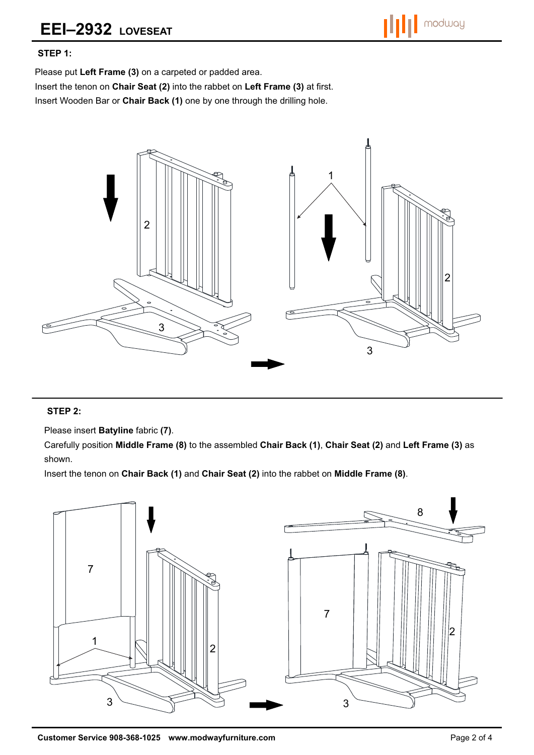# EEI–2932 LOVESEAT

**STEP 1:**

Please put **Left Frame (3)** on a carpeted or padded area.
Insert the tenon on **Chair Seat (2)** into the rabbet on **Left Frame (3)** at first.
Insert Wooden Bar or **Chair Back (1)** one by one through the drilling hole.

**STEP 2:**

Please insert **Batyline** fabric **(7)**.
Carefully position **Middle Frame (8)** to the assembled **Chair Back (1)**, **Chair Seat (2)** and **Left Frame (3)** as shown.
Insert the tenon on **Chair Back (1)** and **Chair Seat (2)** into the rabbet on **Middle Frame (8)**.

**Customer Service 908-368-1025 www.modwayfurniture.com**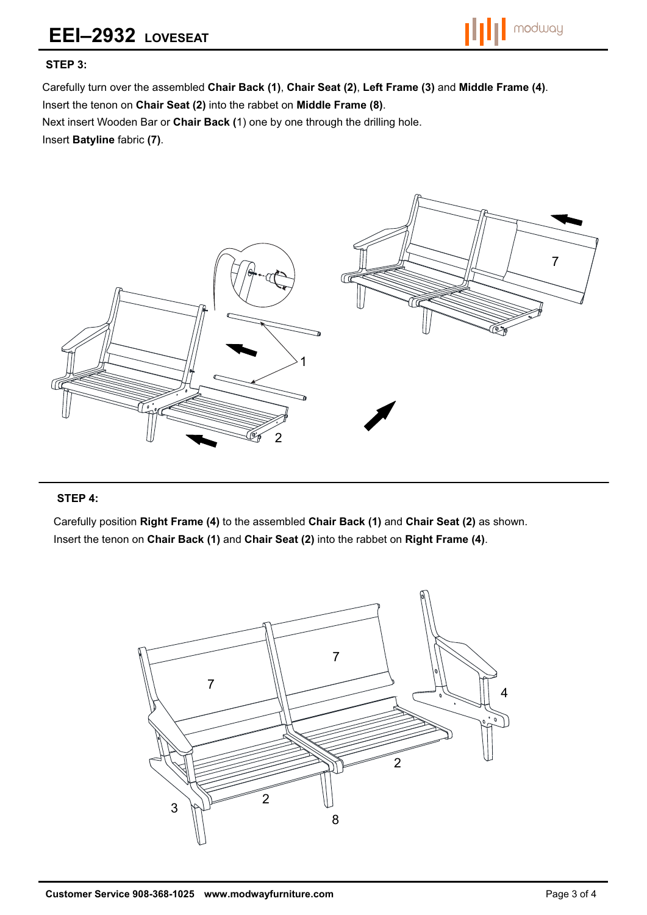# EEI–2932 LOVESEAT

**STEP 3:**

Carefully turn over the assembled **Chair Back (1)**, **Chair Seat (2)**, **Left Frame (3)** and **Middle Frame (4)**.
Insert the tenon on **Chair Seat (2)** into the rabbet on **Middle Frame (8)**.
Next insert Wooden Bar or **Chair Back (**1) one by one through the drilling hole.
Insert **Batyline** fabric **(7)**.

**STEP 4:**

Carefully position **Right Frame (4)** to the assembled **Chair Back (1)** and **Chair Seat (2)** as shown.
Insert the tenon on **Chair Back (1)** and **Chair Seat (2)** into the rabbet on **Right Frame (4)**.

**Customer Service 908-368-1025 www.modwayfurniture.com**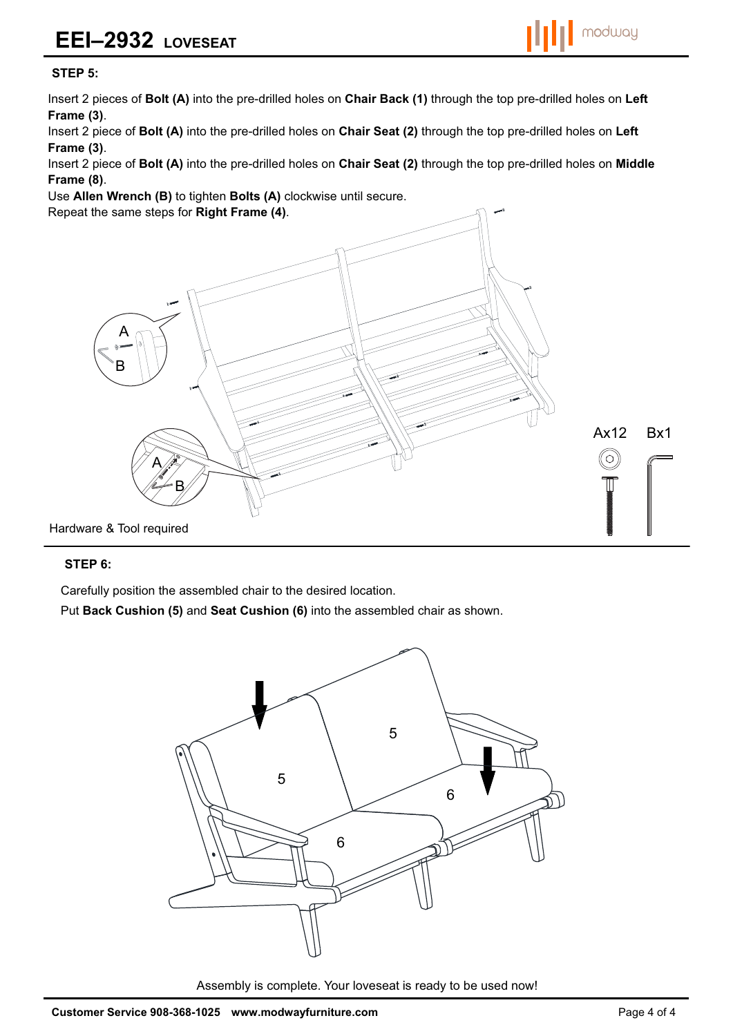### STEP 5:

Insert 2 pieces of **Bolt (A)** into the pre-drilled holes on **Chair Back (1)** through the top pre-drilled holes on **Left Frame (3)**.
Insert 2 piece of **Bolt (A)** into the pre-drilled holes on **Chair Seat (2)** through the top pre-drilled holes on **Left Frame (3)**.
Insert 2 piece of **Bolt (A)** into the pre-drilled holes on **Chair Seat (2)** through the top pre-drilled holes on **Middle Frame (8)**.
Use **Allen Wrench (B)** to tighten **Bolts (A)** clockwise until secure.
Repeat the same steps for **Right Frame (4)**.

A
B
A
B

Ax12 Bx1

Hardware & Tool required

### STEP 6:

Carefully position the assembled chair to the desired location.
Put **Back Cushion (5)** and **Seat Cushion (6)** into the assembled chair as shown.

5
5
6
6

Assembly is complete. Your loveseat is ready to be used now!

**Customer Service 908-368-1025 www.modwayfurniture.com**